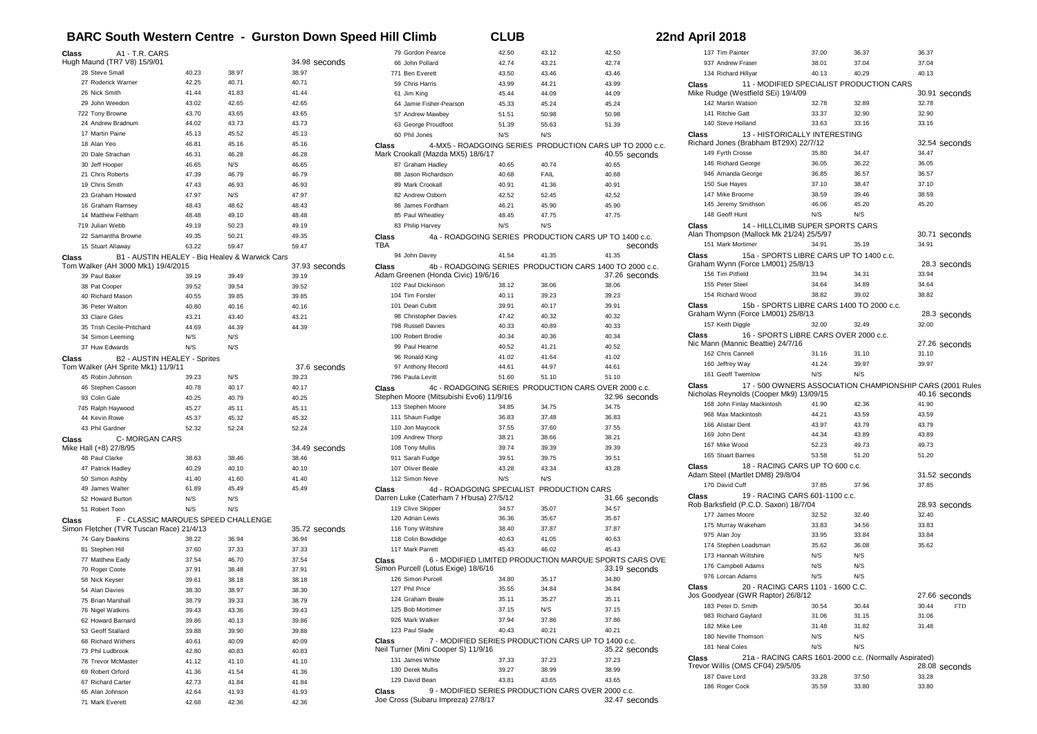# BARC South Western Centre - Gurston Down Speed Hill Climb — CLUB — 22nd April 2018

**Class A1 - T.R. CARS**
Hugh Maund (TR7 V8) 15/9/01 — 34.98 seconds

| Competitor | Run 1 | Run 2 | Best |
|---|---|---|---|
| 28 Steve Small | 40.23 | 38.97 | 38.97 |
| 27 Roderick Warner | 42.25 | 40.71 | 40.71 |
| 26 Nick Smith | 41.44 | 41.83 | 41.44 |
| 29 John Weedon | 43.02 | 42.65 | 42.65 |
| 722 Tony Browne | 43.70 | 43.65 | 43.65 |
| 24 Andrew Bradnum | 44.02 | 43.73 | 43.73 |
| 17 Martin Paine | 45.13 | 45.52 | 45.13 |
| 18 Alan Yeo | 46.81 | 45.16 | 45.16 |
| 20 Dale Strachan | 46.31 | 46.28 | 46.28 |
| 30 Jeff Hooper | 46.65 | N/S | 46.65 |
| 21 Chris Roberts | 47.39 | 46.79 | 46.79 |
| 19 Chris Smith | 47.43 | 46.93 | 46.93 |
| 23 Graham Howard | 47.97 | N/S | 47.97 |
| 16 Graham Ramsey | 48.43 | 48.62 | 48.43 |
| 14 Matthew Feltham | 48.48 | 49.10 | 48.48 |
| 719 Julian Webb | 49.19 | 50.23 | 49.19 |
| 22 Samantha Browne | 49.35 | 50.21 | 49.35 |
| 15 Stuart Allaway | 63.22 | 59.47 | 59.47 |

**Class B1 - AUSTIN HEALEY - Big Healey & Warwick Cars**
Tom Walker (AH 3000 Mk1) 19/4/2015 — 37.93 seconds

| Competitor | Run 1 | Run 2 | Best |
|---|---|---|---|
| 39 Paul Baker | 39.19 | 39.49 | 39.19 |
| 38 Pat Cooper | 39.52 | 39.54 | 39.52 |
| 40 Richard Mason | 40.55 | 39.85 | 39.85 |
| 36 Peter Walton | 40.80 | 40.16 | 40.16 |
| 33 Claire Giles | 43.21 | 43.40 | 43.21 |
| 35 Trish Cecile-Pritchard | 44.69 | 44.39 | 44.39 |
| 34 Simon Leeming | N/S | N/S | |
| 37 Huw Edwards | N/S | N/S | |

**Class B2 - AUSTIN HEALEY - Sprites**
Tom Walker (AH Sprite Mk1) 11/9/11 — 37.6 seconds

| Competitor | Run 1 | Run 2 | Best |
|---|---|---|---|
| 45 Robin Johnson | 39.23 | N/S | 39.23 |
| 46 Stephen Casson | 40.78 | 40.17 | 40.17 |
| 93 Colin Gale | 40.25 | 40.79 | 40.25 |
| 745 Ralph Haywood | 45.27 | 45.11 | 45.11 |
| 44 Kevin Rowe | 45.37 | 45.32 | 45.32 |
| 43 Phil Gardner | 52.32 | 52.24 | 52.24 |

**Class C- MORGAN CARS**
Mike Hall (+8) 27/8/95 — 34.49 seconds

| Competitor | Run 1 | Run 2 | Best |
|---|---|---|---|
| 48 Paul Clarke | 38.63 | 38.46 | 38.46 |
| 47 Patrick Hadley | 40.29 | 40.10 | 40.10 |
| 50 Simon Ashby | 41.40 | 41.60 | 41.40 |
| 49 James Walter | 61.89 | 45.49 | 45.49 |
| 52 Howard Burton | N/S | N/S | |
| 51 Robert Toon | N/S | N/S | |

**Class F - CLASSIC MARQUES SPEED CHALLENGE**
Simon Fletcher (TVR Tuscan Race) 21/4/13 — 35.72 seconds

| Competitor | Run 1 | Run 2 | Best |
|---|---|---|---|
| 74 Gary Dawkins | 38.22 | 36.94 | 36.94 |
| 81 Stephen Hill | 37.60 | 37.33 | 37.33 |
| 77 Matthew Eady | 37.54 | 46.70 | 37.54 |
| 70 Roger Coote | 37.91 | 38.48 | 37.91 |
| 58 Nick Keyser | 39.61 | 38.18 | 38.18 |
| 54 Alan Davies | 38.30 | 38.97 | 38.30 |
| 75 Brian Marshall | 38.79 | 39.33 | 38.79 |
| 76 Nigel Watkins | 39.43 | 43.36 | 39.43 |
| 62 Howard Barnard | 39.86 | 40.13 | 39.86 |
| 53 Geoff Stallard | 39.88 | 39.90 | 39.88 |
| 68 Richard Withers | 40.61 | 40.09 | 40.09 |
| 73 Phil Ludbrook | 42.80 | 40.83 | 40.83 |
| 78 Trevor McMaster | 41.12 | 41.10 | 41.10 |
| 69 Robert Orford | 41.36 | 41.54 | 41.36 |
| 67 Richard Carter | 42.73 | 41.84 | 41.84 |
| 65 Alan Johnson | 42.64 | 41.93 | 41.93 |
| 71 Mark Everett | 42.68 | 42.36 | 42.36 |
| 79 Gordon Pearce | 42.50 | 43.12 | 42.50 |
| 66 John Pollard | 42.74 | 43.21 | 42.74 |
| 771 Ben Everett | 43.50 | 43.46 | 43.46 |
| 59 Chris Harris | 43.99 | 44.21 | 43.99 |
| 61 Jim King | 45.44 | 44.09 | 44.09 |
| 64 Jamie Fisher-Pearson | 45.33 | 45.24 | 45.24 |
| 57 Andrew Mawbey | 51.51 | 50.98 | 50.98 |
| 63 George Proudfoot | 51.39 | 55.63 | 51.39 |
| 60 Phil Jones | N/S | N/S | |

**Class 4-MX5 - ROADGOING SERIES PRODUCTION CARS UP TO 2000 c.c.**
Mark Crookall (Mazda MX5) 18/6/17 — 40.55 seconds

| Competitor | Run 1 | Run 2 | Best |
|---|---|---|---|
| 87 Graham Hadley | 40.65 | 40.74 | 40.65 |
| 88 Jason Richardson | 40.68 | FAIL | 40.68 |
| 89 Mark Crookall | 40.91 | 41.36 | 40.91 |
| 82 Andrew Osborn | 42.52 | 52.45 | 42.52 |
| 86 James Fordham | 46.21 | 45.90 | 45.90 |
| 85 Paul Wheatley | 48.45 | 47.75 | 47.75 |
| 83 Philip Harvey | N/S | N/S | |

**Class 4a - ROADGOING SERIES PRODUCTION CARS UP TO 1400 c.c.**
TBA — seconds

| Competitor | Run 1 | Run 2 | Best |
|---|---|---|---|
| 94 John Davey | 41.54 | 41.35 | 41.35 |

**Class 4b - ROADGOING SERIES PRODUCTION CARS 1400 TO 2000 c.c.**
Adam Greenen (Honda Civic) 19/6/16 — 37.26 seconds

| Competitor | Run 1 | Run 2 | Best |
|---|---|---|---|
| 102 Paul Dickinson | 38.12 | 38.06 | 38.06 |
| 104 Tim Forster | 40.11 | 39.23 | 39.23 |
| 101 Dean Cubitt | 39.91 | 40.17 | 39.91 |
| 98 Christopher Davies | 47.42 | 40.32 | 40.32 |
| 798 Russell Davies | 40.33 | 40.89 | 40.33 |
| 100 Robert Brodie | 40.34 | 40.36 | 40.34 |
| 99 Paul Hearne | 40.52 | 41.21 | 40.52 |
| 96 Ronald King | 41.02 | 41.64 | 41.02 |
| 97 Anthony Record | 44.61 | 44.97 | 44.61 |
| 796 Paula Levitt | 51.60 | 51.10 | 51.10 |

**Class 4c - ROADGOING SERIES PRODUCTION CARS OVER 2000 c.c.**
Stephen Moore (Mitsubishi Evo6) 11/9/16 — 32.96 seconds

| Competitor | Run 1 | Run 2 | Best |
|---|---|---|---|
| 113 Stephen Moore | 34.85 | 34.75 | 34.75 |
| 111 Shaun Fudge | 36.83 | 37.48 | 36.83 |
| 110 Jon Maycock | 37.55 | 37.60 | 37.55 |
| 109 Andrew Thorp | 38.21 | 38.66 | 38.21 |
| 108 Tony Mullis | 39.74 | 39.39 | 39.39 |
| 911 Sarah Fudge | 39.51 | 39.75 | 39.51 |
| 107 Oliver Beale | 43.28 | 43.34 | 43.28 |
| 112 Simon Neve | N/S | N/S | |

**Class 4d - ROADGOING SPECIALIST PRODUCTION CARS**
Darren Luke (Caterham 7 H'busa) 27/5/12 — 31.66 seconds

| Competitor | Run 1 | Run 2 | Best |
|---|---|---|---|
| 119 Clive Skipper | 34.57 | 35.07 | 34.57 |
| 120 Adrian Lewis | 36.36 | 35.67 | 35.67 |
| 116 Tony Wiltshire | 38.40 | 37.87 | 37.87 |
| 118 Colin Bowdidge | 40.63 | 41.05 | 40.63 |
| 117 Mark Parrett | 45.43 | 46.02 | 45.43 |

**Class 6 - MODIFIED LIMITED PRODUCTION MARQUE SPORTS CARS OVE**
Simon Purcell (Lotus Exige) 18/6/16 — 33.19 seconds

| Competitor | Run 1 | Run 2 | Best |
|---|---|---|---|
| 126 Simon Purcell | 34.80 | 35.17 | 34.80 |
| 127 Phil Price | 35.55 | 34.84 | 34.84 |
| 124 Graham Beale | 35.11 | 35.27 | 35.11 |
| 125 Bob Mortimer | 37.15 | N/S | 37.15 |
| 926 Mark Walker | 37.94 | 37.86 | 37.86 |
| 123 Paul Slade | 40.43 | 40.21 | 40.21 |

**Class 7 - MODIFIED SERIES PRODUCTION CARS UP TO 1400 c.c.**
Neil Turner (Mini Cooper S) 11/9/16 — 35.22 seconds

| Competitor | Run 1 | Run 2 | Best |
|---|---|---|---|
| 131 James White | 37.33 | 37.23 | 37.23 |
| 130 Derek Mullis | 39.27 | 38.99 | 38.99 |
| 129 David Bean | 43.81 | 43.65 | 43.65 |

**Class 9 - MODIFIED SERIES PRODUCTION CARS OVER 2000 c.c.**
Joe Cross (Subaru Impreza) 27/8/17 — 32.47 seconds

| Competitor | Run 1 | Run 2 | Best |
|---|---|---|---|
| 137 Tim Painter | 37.00 | 36.37 | 36.37 |
| 937 Andrew Fraser | 38.01 | 37.04 | 37.04 |
| 134 Richard Hillyar | 40.13 | 40.29 | 40.13 |

**Class 11 - MODIFIED SPECIALIST PRODUCTION CARS**
Mike Rudge (Westfield SEi) 19/4/09 — 30.91 seconds

| Competitor | Run 1 | Run 2 | Best |
|---|---|---|---|
| 142 Martin Watson | 32.78 | 32.89 | 32.78 |
| 141 Ritchie Gatt | 33.37 | 32.90 | 32.90 |
| 140 Steve Holland | 33.63 | 33.16 | 33.16 |

**Class 13 - HISTORICALLY INTERESTING**
Richard Jones (Brabham BT29X) 22/7/12 — 32.54 seconds

| Competitor | Run 1 | Run 2 | Best |
|---|---|---|---|
| 149 Fyrth Crosse | 35.80 | 34.47 | 34.47 |
| 146 Richard George | 36.05 | 36.22 | 36.05 |
| 946 Amanda George | 36.85 | 36.57 | 36.57 |
| 150 Sue Hayes | 37.10 | 38.47 | 37.10 |
| 147 Mike Broome | 38.59 | 39.46 | 38.59 |
| 145 Jeremy Smithson | 46.06 | 45.20 | 45.20 |
| 148 Geoff Hunt | N/S | N/S | |

**Class 14 - HILLCLIMB SUPER SPORTS CARS**
Alan Thompson (Mallock Mk 21/24) 25/5/97 — 30.71 seconds

| Competitor | Run 1 | Run 2 | Best |
|---|---|---|---|
| 151 Mark Mortimer | 34.91 | 35.19 | 34.91 |

**Class 15a - SPORTS LIBRE CARS UP TO 1400 c.c.**
Graham Wynn (Force LM001) 25/8/13 — 28.3 seconds

| Competitor | Run 1 | Run 2 | Best |
|---|---|---|---|
| 156 Tim Pitfield | 33.94 | 34.31 | 33.94 |
| 155 Peter Steel | 34.64 | 34.89 | 34.64 |
| 154 Richard Wood | 38.82 | 39.02 | 38.82 |

**Class 15b - SPORTS LIBRE CARS 1400 TO 2000 c.c.**
Graham Wynn (Force LM001) 25/8/13 — 28.3 seconds

| Competitor | Run 1 | Run 2 | Best |
|---|---|---|---|
| 157 Keith Diggle | 32.00 | 32.49 | 32.00 |

**Class 16 - SPORTS LIBRE CARS OVER 2000 c.c.**
Nic Mann (Mannic Beattie) 24/7/16 — 27.26 seconds

| Competitor | Run 1 | Run 2 | Best |
|---|---|---|---|
| 162 Chris Cannell | 31.16 | 31.10 | 31.10 |
| 160 Jeffrey Way | 41.24 | 39.97 | 39.97 |
| 161 Geoff Twemlow | N/S | N/S | |

**Class 17 - 500 OWNERS ASSOCIATION CHAMPIONSHIP CARS (2001 Rules**
Nicholas Reynolds (Cooper Mk9) 13/09/15 — 40.16 seconds

| Competitor | Run 1 | Run 2 | Best |
|---|---|---|---|
| 168 John Finlay Mackintosh | 41.90 | 42.36 | 41.90 |
| 968 Max Mackintosh | 44.21 | 43.59 | 43.59 |
| 166 Alistair Dent | 43.97 | 43.79 | 43.79 |
| 169 John Dent | 44.34 | 43.89 | 43.89 |
| 167 Mike Wood | 52.23 | 49.73 | 49.73 |
| 165 Stuart Barnes | 53.58 | 51.20 | 51.20 |

**Class 18 - RACING CARS UP TO 600 c.c.**
Adam Steel (Martlet DM8) 29/8/04 — 31.52 seconds

| Competitor | Run 1 | Run 2 | Best |
|---|---|---|---|
| 170 David Cuff | 37.85 | 37.96 | 37.85 |

**Class 19 - RACING CARS 601-1100 c.c.**
Rob Barksfield (P.C.D. Saxon) 18/7/04 — 28.93 seconds

| Competitor | Run 1 | Run 2 | Best |
|---|---|---|---|
| 177 James Moore | 32.52 | 32.40 | 32.40 |
| 175 Murray Wakeham | 33.83 | 34.56 | 33.83 |
| 975 Alan Joy | 33.95 | 33.84 | 33.84 |
| 174 Stephen Loadsman | 35.62 | 36.08 | 35.62 |
| 173 Hannah Wiltshire | N/S | N/S | |
| 176 Campbell Adams | N/S | N/S | |
| 976 Lorcan Adams | N/S | N/S | |

**Class 20 - RACING CARS 1101 - 1600 C.C.**
Jos Goodyear (GWR Raptor) 26/8/12 — 27.66 seconds

| Competitor | Run 1 | Run 2 | Best | |
|---|---|---|---|---|
| 183 Peter D. Smith | 30.54 | 30.44 | 30.44 | FTD |
| 983 Richard Gaylard | 31.06 | 31.15 | 31.06 | |
| 182 Mike Lee | 31.48 | 31.82 | 31.48 | |
| 180 Neville Thomson | N/S | N/S | | |
| 181 Neal Coles | N/S | N/S | | |

**Class 21a - RACING CARS 1601-2000 c.c. (Normally Aspirated)**
Trevor Willis (OMS CF04) 29/5/05 — 28.08 seconds

| Competitor | Run 1 | Run 2 | Best |
|---|---|---|---|
| 187 Dave Lord | 33.28 | 37.50 | 33.28 |
| 186 Roger Cock | 35.59 | 33.80 | 33.80 |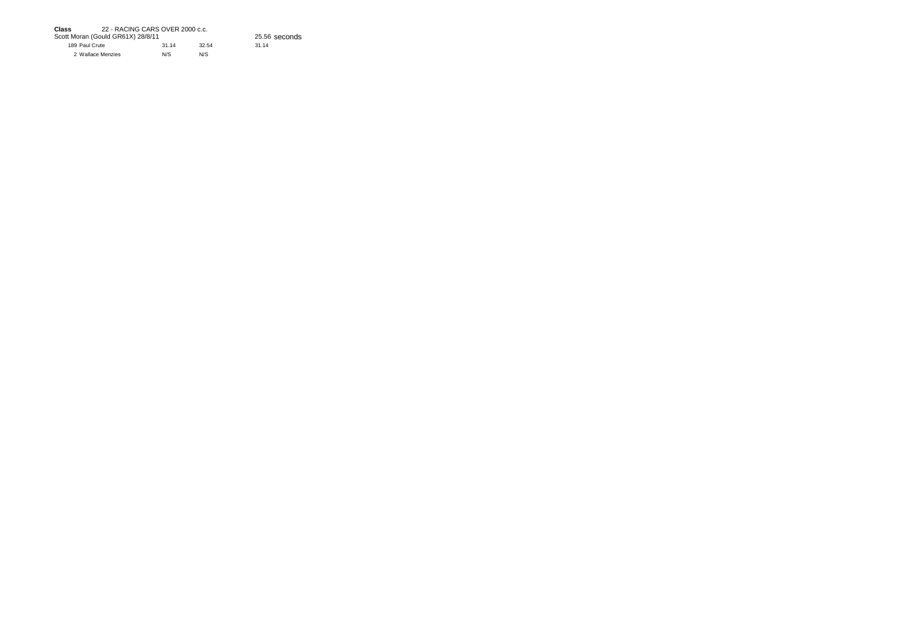**Class** 22 - RACING CARS OVER 2000 c.c.

Scott Moran (Gould GR61X) 28/8/11 25.56 seconds

| | | | |
|---|---|---|---|
| 189 Paul Crute | 31.14 | 32.54 | 31.14 |
| 2 Wallace Menzies | N/S | N/S | |